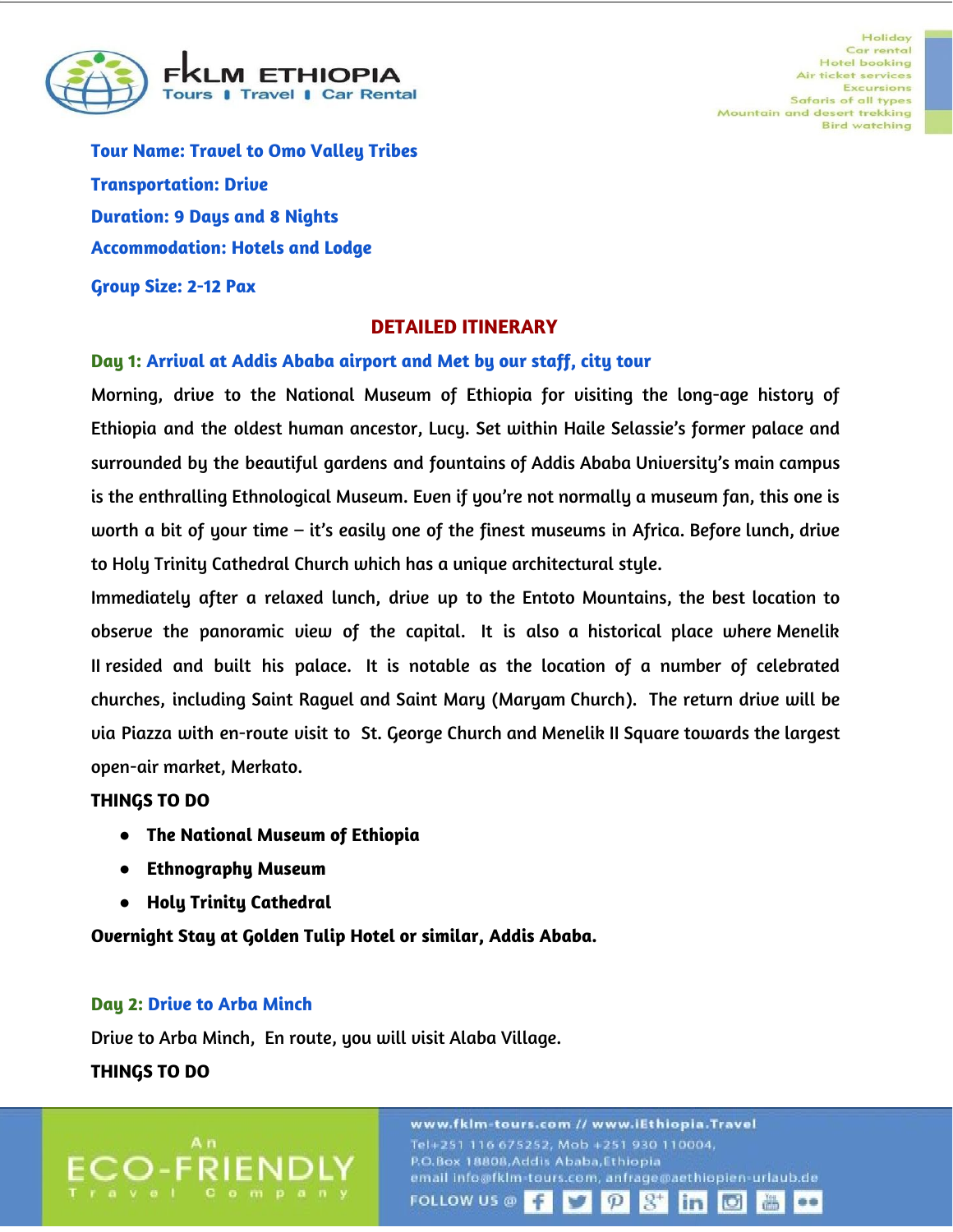**Tour Name: Travel to Omo Valley Tribes**

**Transportation: Drive**

**Duration: 9 Days and 8 Nights**

**Accommodation: Hotels and Lodge**

**Group Size: 2-12 Pax**

## DETAILED ITINERARY

### Day 1: Arrival at Addis Ababa airport and Met by our staff, city tour

Morning, drive to the National Museum of Ethiopia for visiting the long-age history of Ethiopia and the oldest human ancestor, Lucy. Set within Haile Selassie's former palace and surrounded by the beautiful gardens and fountains of Addis Ababa University's main campus is the enthralling Ethnological Museum. Even if you're not normally a museum fan, this one is worth a bit of your time – it's easily one of the finest museums in Africa. Before lunch, drive to Holy Trinity Cathedral Church which has a unique architectural style.

Immediately after a relaxed lunch, drive up to the Entoto Mountains, the best location to observe the panoramic view of the capital. It is also a historical place where Menelik II resided and built his palace. It is notable as the location of a number of celebrated churches, including Saint Raguel and Saint Mary (Maryam Church). The return drive will be via Piazza with en-route visit to St. George Church and Menelik II Square towards the largest open-air market, Merkato.

**THINGS TO DO**

- **The National Museum of Ethiopia**
- **Ethnography Museum**
- **Holy Trinity Cathedral**

**Overnight Stay at Golden Tulip Hotel or similar, Addis Ababa.**

### Day 2: Drive to Arba Minch

Drive to Arba Minch, En route, you will visit Alaba Village.

**THINGS TO DO**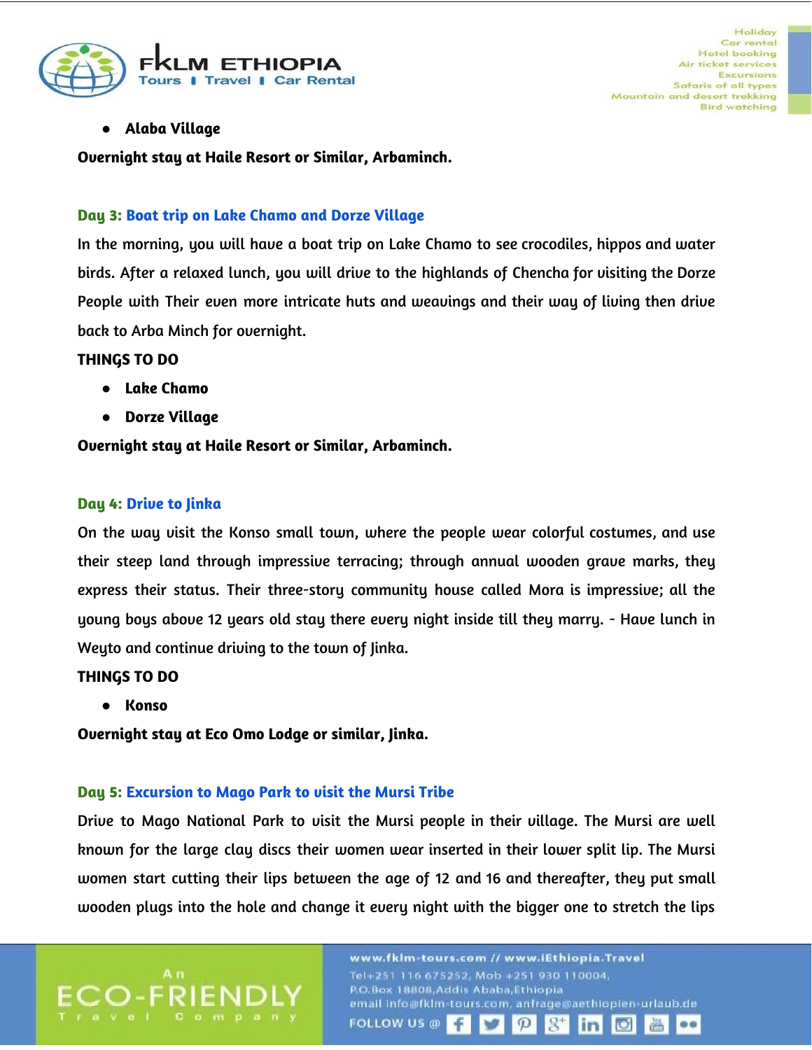- **Alaba Village**

**Overnight stay at Haile Resort or Similar, Arbaminch.**

### Day 3: Boat trip on Lake Chamo and Dorze Village

In the morning, you will have a boat trip on Lake Chamo to see crocodiles, hippos and water birds. After a relaxed lunch, you will drive to the highlands of Chencha for visiting the Dorze People with Their even more intricate huts and weavings and their way of living then drive back to Arba Minch for overnight.

**THINGS TO DO**

- **Lake Chamo**
- **Dorze Village**

**Overnight stay at Haile Resort or Similar, Arbaminch.**

### Day 4: Drive to Jinka

On the way visit the Konso small town, where the people wear colorful costumes, and use their steep land through impressive terracing; through annual wooden grave marks, they express their status. Their three-story community house called Mora is impressive; all the young boys above 12 years old stay there every night inside till they marry. - Have lunch in Weyto and continue driving to the town of Jinka.

**THINGS TO DO**

- **Konso**

**Overnight stay at Eco Omo Lodge or similar, Jinka.**

### Day 5: Excursion to Mago Park to visit the Mursi Tribe

Drive to Mago National Park to visit the Mursi people in their village. The Mursi are well known for the large clay discs their women wear inserted in their lower split lip. The Mursi women start cutting their lips between the age of 12 and 16 and thereafter, they put small wooden plugs into the hole and change it every night with the bigger one to stretch the lips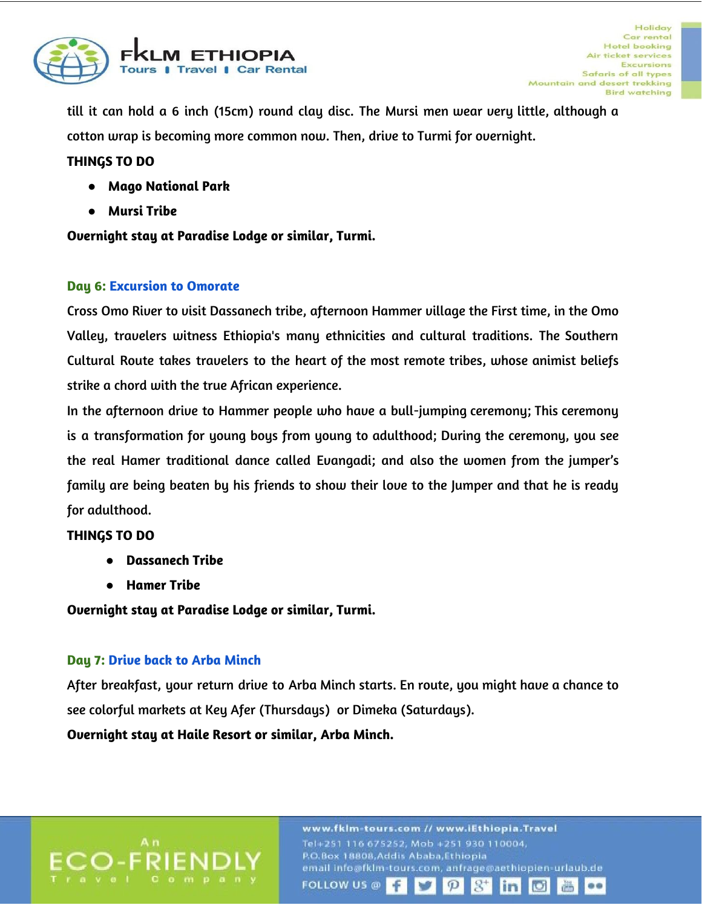till it can hold a 6 inch (15cm) round clay disc. The Mursi men wear very little, although a cotton wrap is becoming more common now. Then, drive to Turmi for overnight.

**THINGS TO DO**

- **Mago National Park**
- **Mursi Tribe**

**Overnight stay at Paradise Lodge or similar, Turmi.**

### Day 6: Excursion to Omorate

Cross Omo River to visit Dassanech tribe, afternoon Hammer village the First time, in the Omo Valley, travelers witness Ethiopia's many ethnicities and cultural traditions. The Southern Cultural Route takes travelers to the heart of the most remote tribes, whose animist beliefs strike a chord with the true African experience.

In the afternoon drive to Hammer people who have a bull-jumping ceremony; This ceremony is a transformation for young boys from young to adulthood; During the ceremony, you see the real Hamer traditional dance called Evangadi; and also the women from the jumper's family are being beaten by his friends to show their love to the Jumper and that he is ready for adulthood.

**THINGS TO DO**

- **Dassanech Tribe**
- **Hamer Tribe**

**Overnight stay at Paradise Lodge or similar, Turmi.**

### Day 7: Drive back to Arba Minch

After breakfast, your return drive to Arba Minch starts. En route, you might have a chance to see colorful markets at Key Afer (Thursdays) or Dimeka (Saturdays).

**Overnight stay at Haile Resort or similar, Arba Minch.**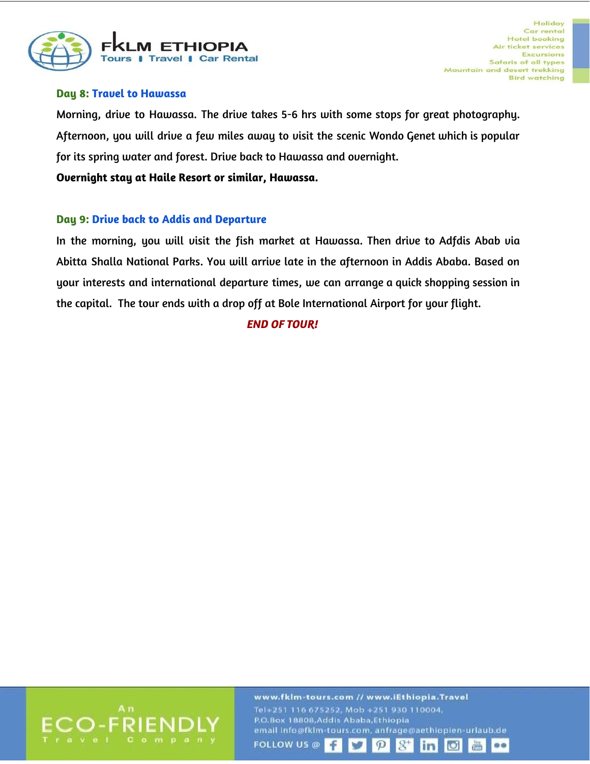## Day 8: Travel to Hawassa

Morning, drive to Hawassa. The drive takes 5-6 hrs with some stops for great photography. Afternoon, you will drive a few miles away to visit the scenic Wondo Genet which is popular for its spring water and forest. Drive back to Hawassa and overnight.

**Overnight stay at Haile Resort or similar, Hawassa.**

## Day 9: Drive back to Addis and Departure

In the morning, you will visit the fish market at Hawassa. Then drive to Adfdis Abab via Abitta Shalla National Parks. You will arrive late in the afternoon in Addis Ababa. Based on your interests and international departure times, we can arrange a quick shopping session in the capital.  The tour ends with a drop off at Bole International Airport for your flight.

***END OF TOUR!***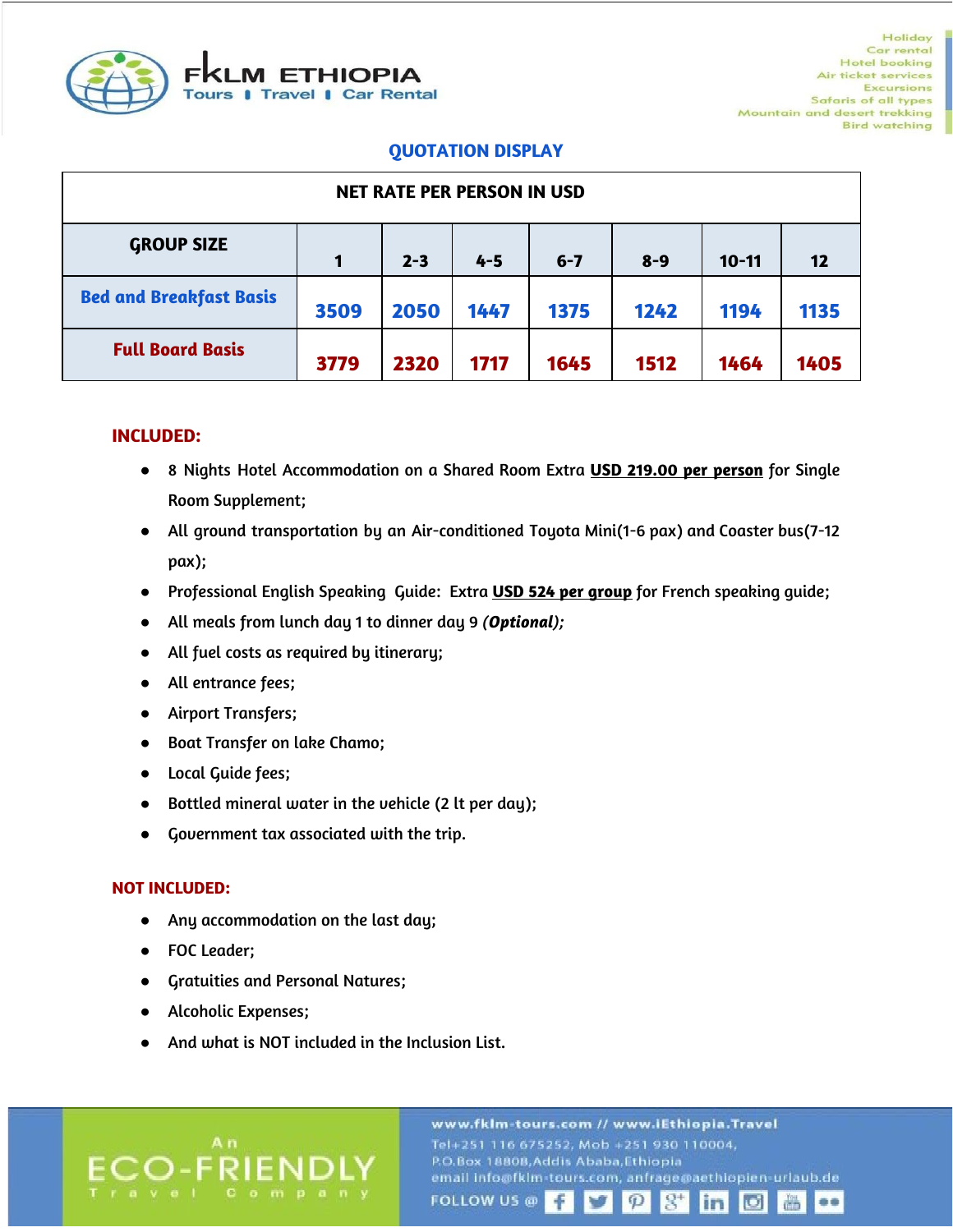## QUOTATION DISPLAY

| NET RATE PER PERSON IN USD | | | | | | | |
|---|---|---|---|---|---|---|---|
| GROUP SIZE | 1 | 2-3 | 4-5 | 6-7 | 8-9 | 10-11 | 12 |
| **Bed and Breakfast Basis** | **3509** | **2050** | **1447** | **1375** | **1242** | **1194** | **1135** |
| **Full Board Basis** | **3779** | **2320** | **1717** | **1645** | **1512** | **1464** | **1405** |

### INCLUDED:

- 8 Nights Hotel Accommodation on a Shared Room Extra **USD 219.00 per person** for Single Room Supplement;
- All ground transportation by an Air-conditioned Toyota Mini(1-6 pax) and Coaster bus(7-12 pax);
- Professional English Speaking Guide: Extra **USD 524 per group** for French speaking guide;
- All meals from lunch day 1 to dinner day 9 ***(Optional);***
- All fuel costs as required by itinerary;
- All entrance fees;
- Airport Transfers;
- Boat Transfer on lake Chamo;
- Local Guide fees;
- Bottled mineral water in the vehicle (2 lt per day);
- Government tax associated with the trip.

### NOT INCLUDED:

- Any accommodation on the last day;
- FOC Leader;
- Gratuities and Personal Natures;
- Alcoholic Expenses;
- And what is NOT included in the Inclusion List.